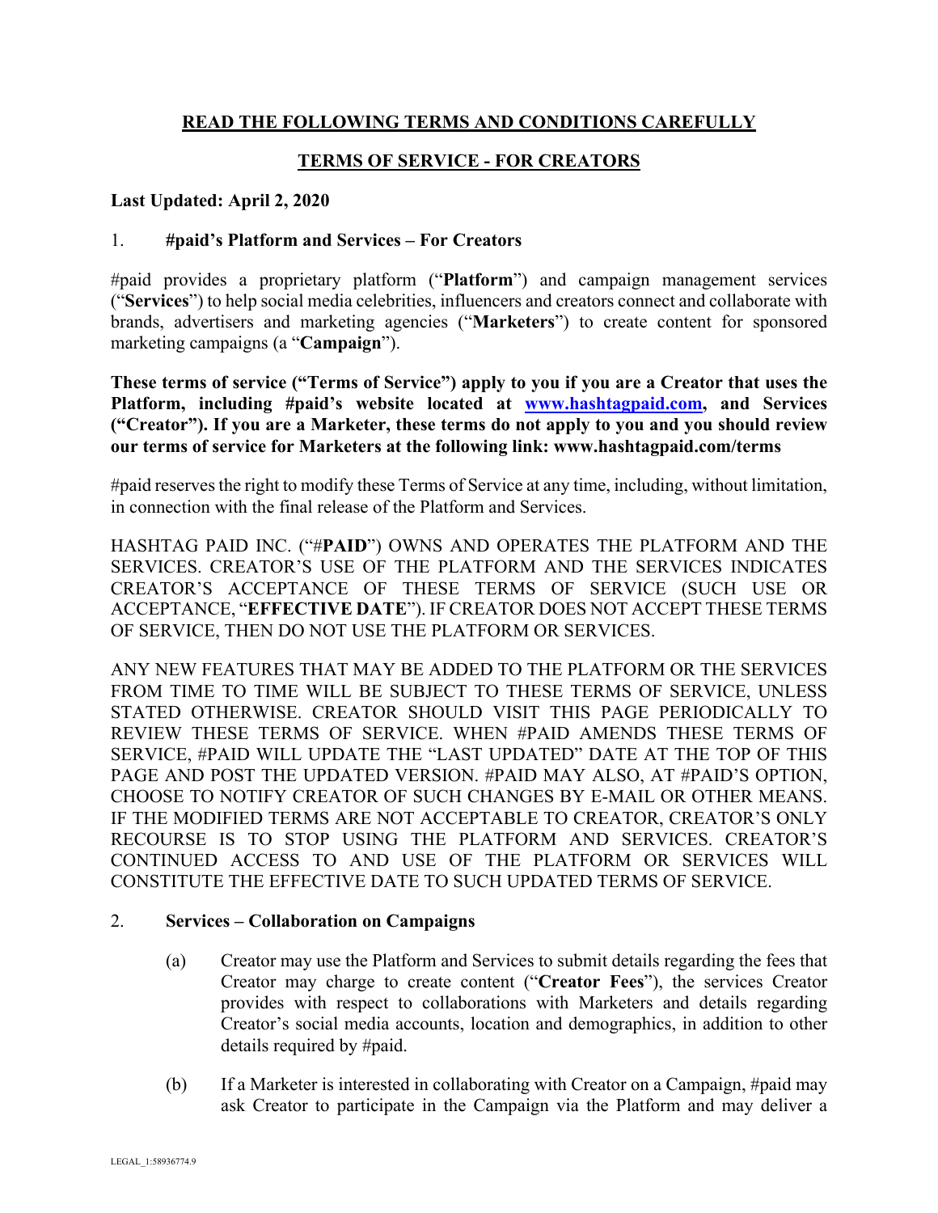## READ THE FOLLOWING TERMS AND CONDITIONS CAREFULLY

## TERMS OF SERVICE - FOR CREATORS

**Last Updated: April 2, 2020**

### 1. #paid's Platform and Services – For Creators

#paid provides a proprietary platform ("**Platform**") and campaign management services ("**Services**") to help social media celebrities, influencers and creators connect and collaborate with brands, advertisers and marketing agencies ("**Marketers**") to create content for sponsored marketing campaigns (a "**Campaign**").

**These terms of service ("Terms of Service") apply to you if you are a Creator that uses the Platform, including #paid's website located at [www.hashtagpaid.com](http://www.hashtagpaid.com), and Services ("Creator"). If you are a Marketer, these terms do not apply to you and you should review our terms of service for Marketers at the following link: www.hashtagpaid.com/terms**

#paid reserves the right to modify these Terms of Service at any time, including, without limitation, in connection with the final release of the Platform and Services.

HASHTAG PAID INC. ("#**PAID**") OWNS AND OPERATES THE PLATFORM AND THE SERVICES. CREATOR'S USE OF THE PLATFORM AND THE SERVICES INDICATES CREATOR'S ACCEPTANCE OF THESE TERMS OF SERVICE (SUCH USE OR ACCEPTANCE, "**EFFECTIVE DATE**"). IF CREATOR DOES NOT ACCEPT THESE TERMS OF SERVICE, THEN DO NOT USE THE PLATFORM OR SERVICES.

ANY NEW FEATURES THAT MAY BE ADDED TO THE PLATFORM OR THE SERVICES FROM TIME TO TIME WILL BE SUBJECT TO THESE TERMS OF SERVICE, UNLESS STATED OTHERWISE. CREATOR SHOULD VISIT THIS PAGE PERIODICALLY TO REVIEW THESE TERMS OF SERVICE. WHEN #PAID AMENDS THESE TERMS OF SERVICE, #PAID WILL UPDATE THE "LAST UPDATED" DATE AT THE TOP OF THIS PAGE AND POST THE UPDATED VERSION. #PAID MAY ALSO, AT #PAID'S OPTION, CHOOSE TO NOTIFY CREATOR OF SUCH CHANGES BY E-MAIL OR OTHER MEANS. IF THE MODIFIED TERMS ARE NOT ACCEPTABLE TO CREATOR, CREATOR'S ONLY RECOURSE IS TO STOP USING THE PLATFORM AND SERVICES. CREATOR'S CONTINUED ACCESS TO AND USE OF THE PLATFORM OR SERVICES WILL CONSTITUTE THE EFFECTIVE DATE TO SUCH UPDATED TERMS OF SERVICE.

### 2. Services – Collaboration on Campaigns

(a) Creator may use the Platform and Services to submit details regarding the fees that Creator may charge to create content ("**Creator Fees**"), the services Creator provides with respect to collaborations with Marketers and details regarding Creator's social media accounts, location and demographics, in addition to other details required by #paid.

(b) If a Marketer is interested in collaborating with Creator on a Campaign, #paid may ask Creator to participate in the Campaign via the Platform and may deliver a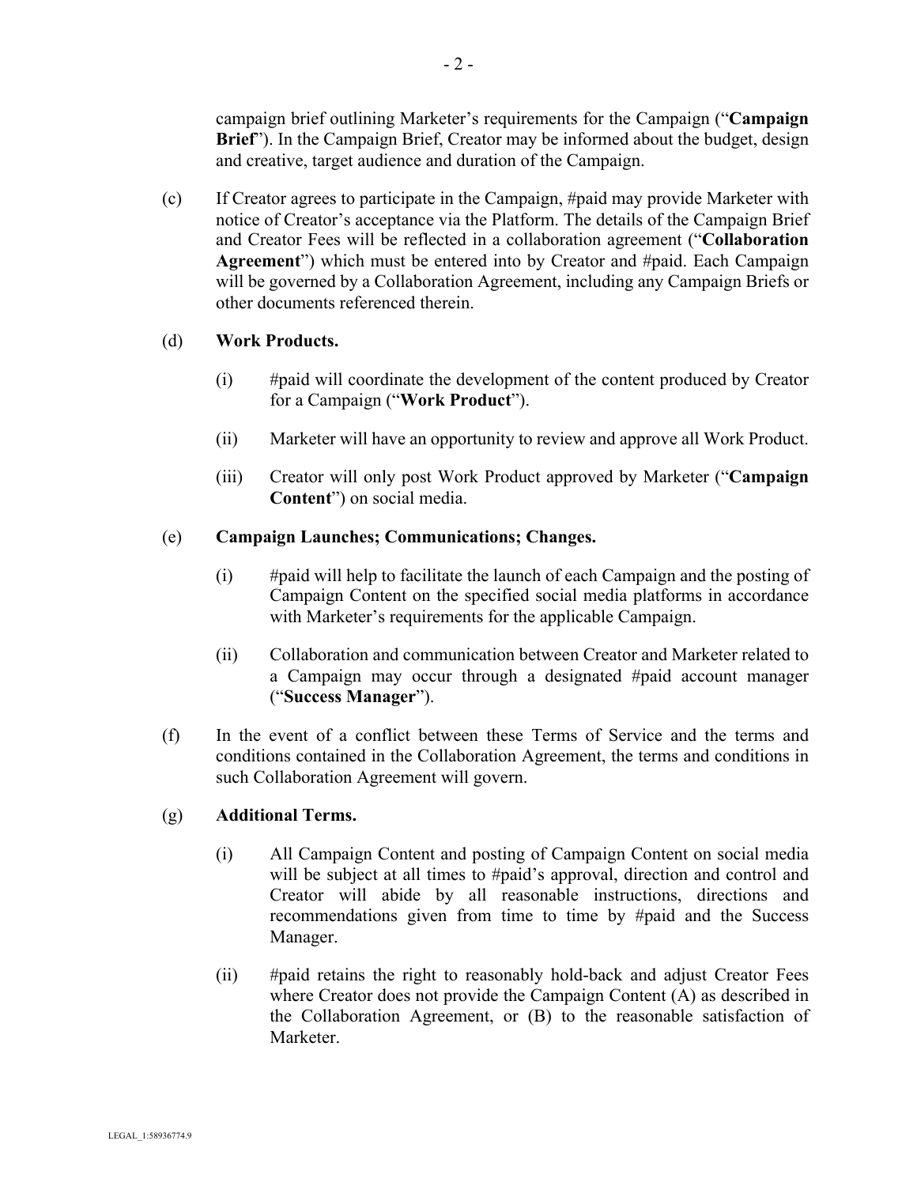campaign brief outlining Marketer's requirements for the Campaign ("**Campaign Brief**"). In the Campaign Brief, Creator may be informed about the budget, design and creative, target audience and duration of the Campaign.

(c) If Creator agrees to participate in the Campaign, #paid may provide Marketer with notice of Creator's acceptance via the Platform. The details of the Campaign Brief and Creator Fees will be reflected in a collaboration agreement ("**Collaboration Agreement**") which must be entered into by Creator and #paid. Each Campaign will be governed by a Collaboration Agreement, including any Campaign Briefs or other documents referenced therein.

(d) **Work Products.**

(i) #paid will coordinate the development of the content produced by Creator for a Campaign ("**Work Product**").

(ii) Marketer will have an opportunity to review and approve all Work Product.

(iii) Creator will only post Work Product approved by Marketer ("**Campaign Content**") on social media.

(e) **Campaign Launches; Communications; Changes.**

(i) #paid will help to facilitate the launch of each Campaign and the posting of Campaign Content on the specified social media platforms in accordance with Marketer's requirements for the applicable Campaign.

(ii) Collaboration and communication between Creator and Marketer related to a Campaign may occur through a designated #paid account manager ("**Success Manager**").

(f) In the event of a conflict between these Terms of Service and the terms and conditions contained in the Collaboration Agreement, the terms and conditions in such Collaboration Agreement will govern.

(g) **Additional Terms.**

(i) All Campaign Content and posting of Campaign Content on social media will be subject at all times to #paid's approval, direction and control and Creator will abide by all reasonable instructions, directions and recommendations given from time to time by #paid and the Success Manager.

(ii) #paid retains the right to reasonably hold-back and adjust Creator Fees where Creator does not provide the Campaign Content (A) as described in the Collaboration Agreement, or (B) to the reasonable satisfaction of Marketer.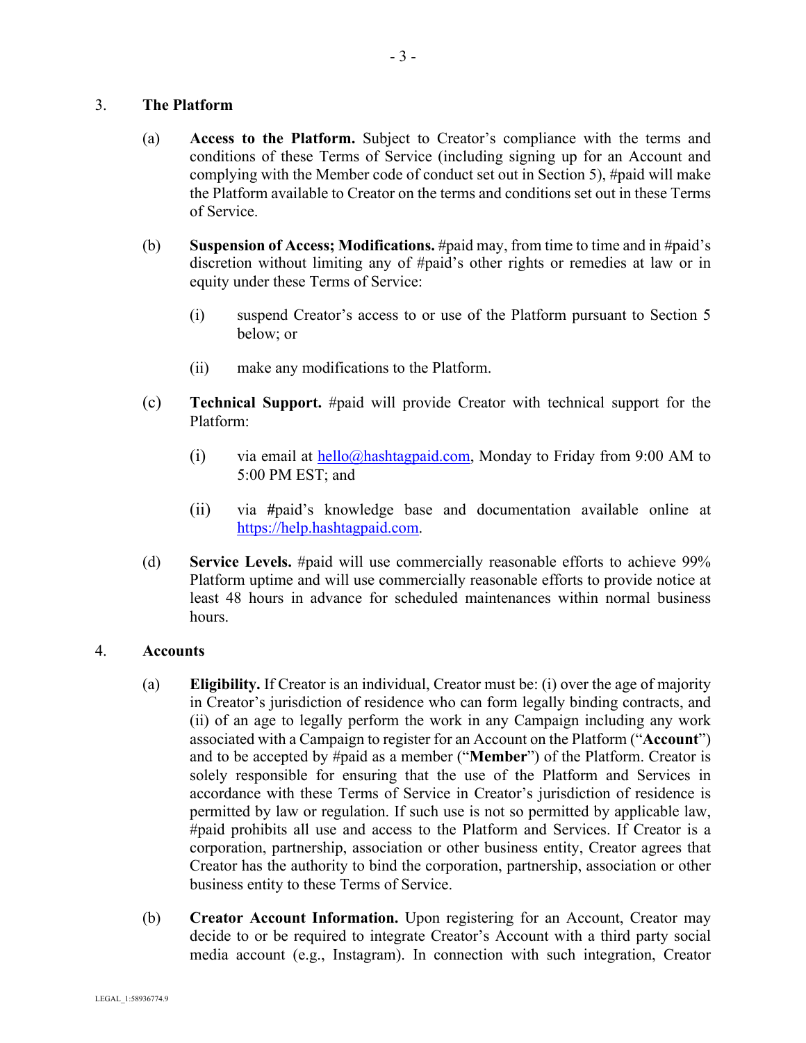## 3. The Platform

(a) **Access to the Platform.** Subject to Creator's compliance with the terms and conditions of these Terms of Service (including signing up for an Account and complying with the Member code of conduct set out in Section 5), #paid will make the Platform available to Creator on the terms and conditions set out in these Terms of Service.

(b) **Suspension of Access; Modifications.** #paid may, from time to time and in #paid's discretion without limiting any of #paid's other rights or remedies at law or in equity under these Terms of Service:

(i) suspend Creator's access to or use of the Platform pursuant to Section 5 below; or

(ii) make any modifications to the Platform.

(c) **Technical Support.** #paid will provide Creator with technical support for the Platform:

(i) via email at hello@hashtagpaid.com, Monday to Friday from 9:00 AM to 5:00 PM EST; and

(ii) via #paid's knowledge base and documentation available online at https://help.hashtagpaid.com.

(d) **Service Levels.** #paid will use commercially reasonable efforts to achieve 99% Platform uptime and will use commercially reasonable efforts to provide notice at least 48 hours in advance for scheduled maintenances within normal business hours.

## 4. Accounts

(a) **Eligibility.** If Creator is an individual, Creator must be: (i) over the age of majority in Creator's jurisdiction of residence who can form legally binding contracts, and (ii) of an age to legally perform the work in any Campaign including any work associated with a Campaign to register for an Account on the Platform ("**Account**") and to be accepted by #paid as a member ("**Member**") of the Platform. Creator is solely responsible for ensuring that the use of the Platform and Services in accordance with these Terms of Service in Creator's jurisdiction of residence is permitted by law or regulation. If such use is not so permitted by applicable law, #paid prohibits all use and access to the Platform and Services. If Creator is a corporation, partnership, association or other business entity, Creator agrees that Creator has the authority to bind the corporation, partnership, association or other business entity to these Terms of Service.

(b) **Creator Account Information.** Upon registering for an Account, Creator may decide to or be required to integrate Creator's Account with a third party social media account (e.g., Instagram). In connection with such integration, Creator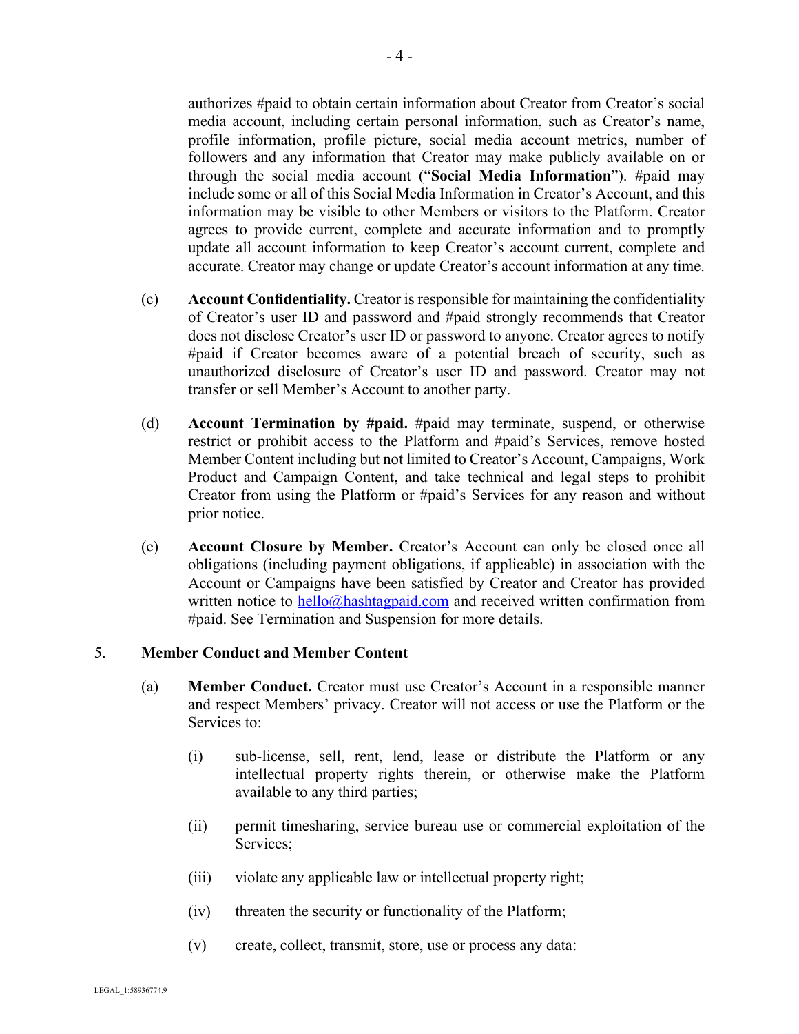authorizes #paid to obtain certain information about Creator from Creator's social media account, including certain personal information, such as Creator's name, profile information, profile picture, social media account metrics, number of followers and any information that Creator may make publicly available on or through the social media account ("**Social Media Information**"). #paid may include some or all of this Social Media Information in Creator's Account, and this information may be visible to other Members or visitors to the Platform. Creator agrees to provide current, complete and accurate information and to promptly update all account information to keep Creator's account current, complete and accurate. Creator may change or update Creator's account information at any time.

(c) **Account Confidentiality.** Creator is responsible for maintaining the confidentiality of Creator's user ID and password and #paid strongly recommends that Creator does not disclose Creator's user ID or password to anyone. Creator agrees to notify #paid if Creator becomes aware of a potential breach of security, such as unauthorized disclosure of Creator's user ID and password. Creator may not transfer or sell Member's Account to another party.

(d) **Account Termination by #paid.** #paid may terminate, suspend, or otherwise restrict or prohibit access to the Platform and #paid's Services, remove hosted Member Content including but not limited to Creator's Account, Campaigns, Work Product and Campaign Content, and take technical and legal steps to prohibit Creator from using the Platform or #paid's Services for any reason and without prior notice.

(e) **Account Closure by Member.** Creator's Account can only be closed once all obligations (including payment obligations, if applicable) in association with the Account or Campaigns have been satisfied by Creator and Creator has provided written notice to hello@hashtagpaid.com and received written confirmation from #paid. See Termination and Suspension for more details.

5. **Member Conduct and Member Content**

(a) **Member Conduct.** Creator must use Creator's Account in a responsible manner and respect Members' privacy. Creator will not access or use the Platform or the Services to:

(i) sub-license, sell, rent, lend, lease or distribute the Platform or any intellectual property rights therein, or otherwise make the Platform available to any third parties;

(ii) permit timesharing, service bureau use or commercial exploitation of the Services;

(iii) violate any applicable law or intellectual property right;

(iv) threaten the security or functionality of the Platform;

(v) create, collect, transmit, store, use or process any data: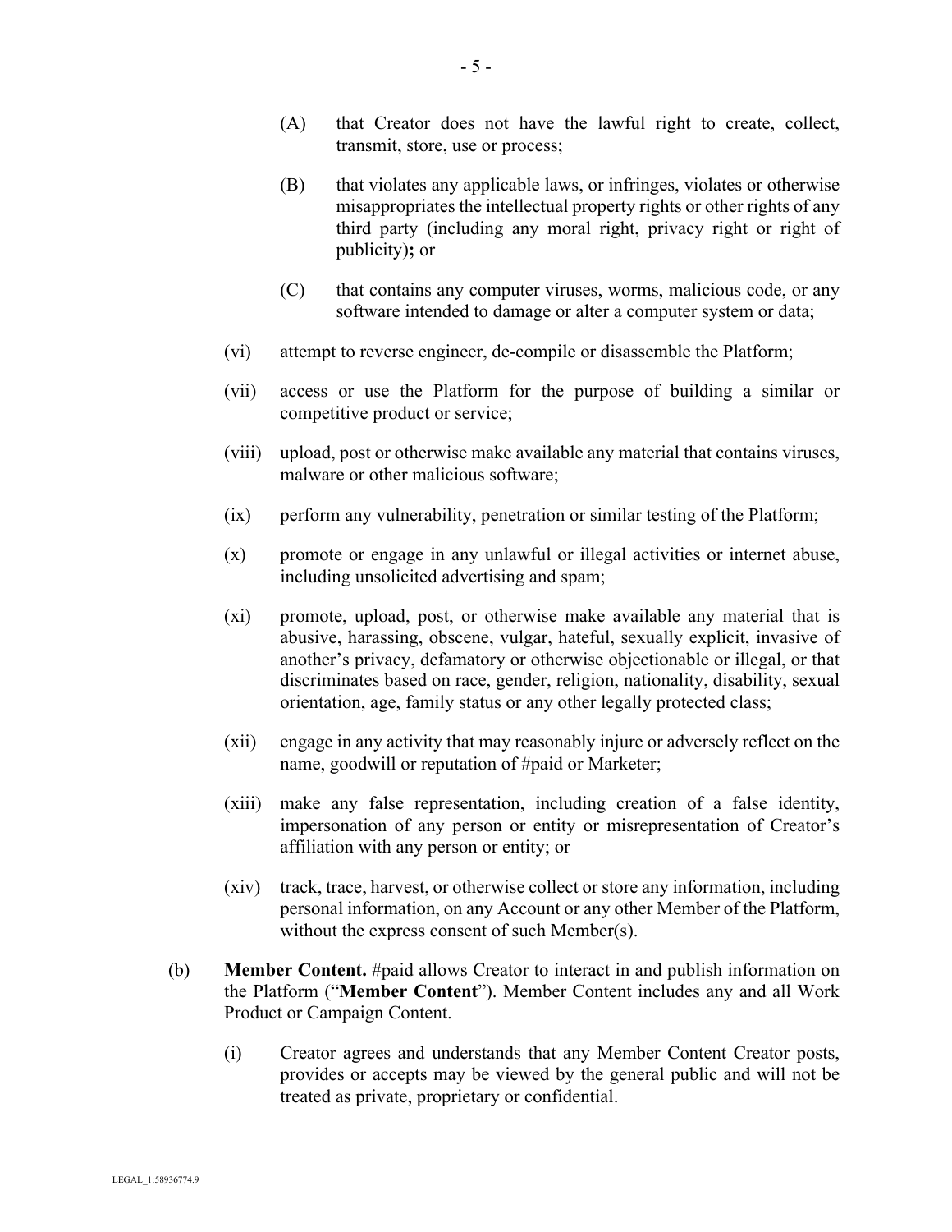(A) that Creator does not have the lawful right to create, collect, transmit, store, use or process;

(B) that violates any applicable laws, or infringes, violates or otherwise misappropriates the intellectual property rights or other rights of any third party (including any moral right, privacy right or right of publicity)**;** or

(C) that contains any computer viruses, worms, malicious code, or any software intended to damage or alter a computer system or data;

(vi) attempt to reverse engineer, de-compile or disassemble the Platform;

(vii) access or use the Platform for the purpose of building a similar or competitive product or service;

(viii) upload, post or otherwise make available any material that contains viruses, malware or other malicious software;

(ix) perform any vulnerability, penetration or similar testing of the Platform;

(x) promote or engage in any unlawful or illegal activities or internet abuse, including unsolicited advertising and spam;

(xi) promote, upload, post, or otherwise make available any material that is abusive, harassing, obscene, vulgar, hateful, sexually explicit, invasive of another's privacy, defamatory or otherwise objectionable or illegal, or that discriminates based on race, gender, religion, nationality, disability, sexual orientation, age, family status or any other legally protected class;

(xii) engage in any activity that may reasonably injure or adversely reflect on the name, goodwill or reputation of #paid or Marketer;

(xiii) make any false representation, including creation of a false identity, impersonation of any person or entity or misrepresentation of Creator's affiliation with any person or entity; or

(xiv) track, trace, harvest, or otherwise collect or store any information, including personal information, on any Account or any other Member of the Platform, without the express consent of such Member(s).

(b) **Member Content.** #paid allows Creator to interact in and publish information on the Platform ("**Member Content**"). Member Content includes any and all Work Product or Campaign Content.

(i) Creator agrees and understands that any Member Content Creator posts, provides or accepts may be viewed by the general public and will not be treated as private, proprietary or confidential.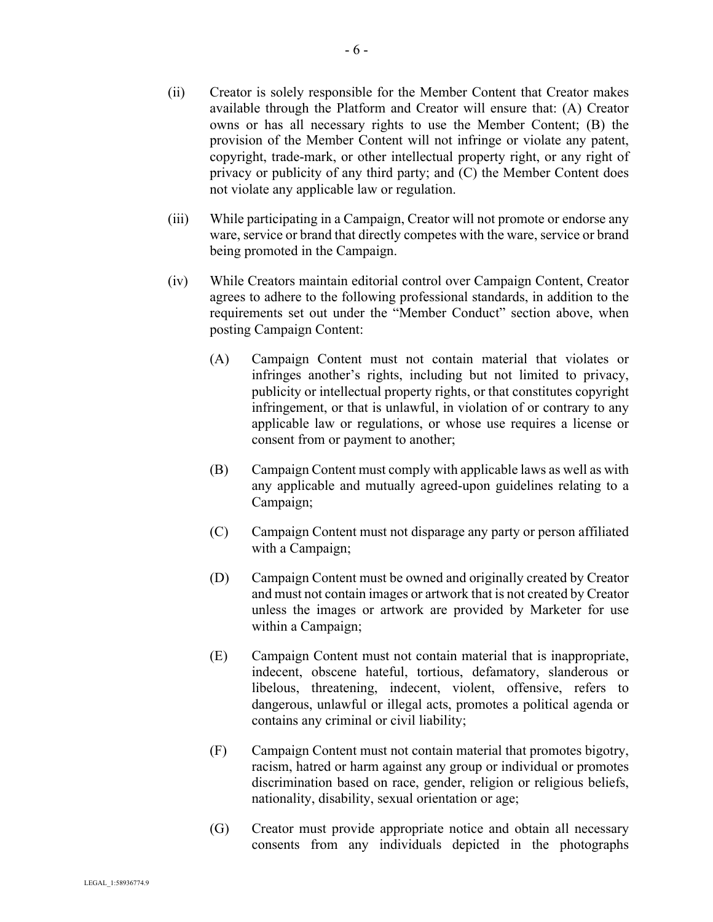(ii) Creator is solely responsible for the Member Content that Creator makes available through the Platform and Creator will ensure that: (A) Creator owns or has all necessary rights to use the Member Content; (B) the provision of the Member Content will not infringe or violate any patent, copyright, trade-mark, or other intellectual property right, or any right of privacy or publicity of any third party; and (C) the Member Content does not violate any applicable law or regulation.

(iii) While participating in a Campaign, Creator will not promote or endorse any ware, service or brand that directly competes with the ware, service or brand being promoted in the Campaign.

(iv) While Creators maintain editorial control over Campaign Content, Creator agrees to adhere to the following professional standards, in addition to the requirements set out under the "Member Conduct" section above, when posting Campaign Content:

> (A) Campaign Content must not contain material that violates or infringes another's rights, including but not limited to privacy, publicity or intellectual property rights, or that constitutes copyright infringement, or that is unlawful, in violation of or contrary to any applicable law or regulations, or whose use requires a license or consent from or payment to another;
>
> (B) Campaign Content must comply with applicable laws as well as with any applicable and mutually agreed-upon guidelines relating to a Campaign;
>
> (C) Campaign Content must not disparage any party or person affiliated with a Campaign;
>
> (D) Campaign Content must be owned and originally created by Creator and must not contain images or artwork that is not created by Creator unless the images or artwork are provided by Marketer for use within a Campaign;
>
> (E) Campaign Content must not contain material that is inappropriate, indecent, obscene hateful, tortious, defamatory, slanderous or libelous, threatening, indecent, violent, offensive, refers to dangerous, unlawful or illegal acts, promotes a political agenda or contains any criminal or civil liability;
>
> (F) Campaign Content must not contain material that promotes bigotry, racism, hatred or harm against any group or individual or promotes discrimination based on race, gender, religion or religious beliefs, nationality, disability, sexual orientation or age;
>
> (G) Creator must provide appropriate notice and obtain all necessary consents from any individuals depicted in the photographs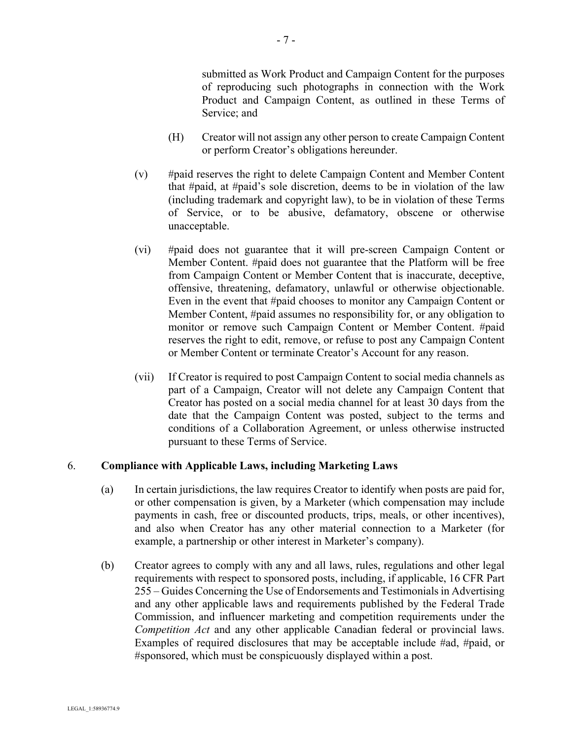submitted as Work Product and Campaign Content for the purposes of reproducing such photographs in connection with the Work Product and Campaign Content, as outlined in these Terms of Service; and

(H) Creator will not assign any other person to create Campaign Content or perform Creator's obligations hereunder.

(v) #paid reserves the right to delete Campaign Content and Member Content that #paid, at #paid's sole discretion, deems to be in violation of the law (including trademark and copyright law), to be in violation of these Terms of Service, or to be abusive, defamatory, obscene or otherwise unacceptable.

(vi) #paid does not guarantee that it will pre-screen Campaign Content or Member Content. #paid does not guarantee that the Platform will be free from Campaign Content or Member Content that is inaccurate, deceptive, offensive, threatening, defamatory, unlawful or otherwise objectionable. Even in the event that #paid chooses to monitor any Campaign Content or Member Content, #paid assumes no responsibility for, or any obligation to monitor or remove such Campaign Content or Member Content. #paid reserves the right to edit, remove, or refuse to post any Campaign Content or Member Content or terminate Creator's Account for any reason.

(vii) If Creator is required to post Campaign Content to social media channels as part of a Campaign, Creator will not delete any Campaign Content that Creator has posted on a social media channel for at least 30 days from the date that the Campaign Content was posted, subject to the terms and conditions of a Collaboration Agreement, or unless otherwise instructed pursuant to these Terms of Service.

## 6. Compliance with Applicable Laws, including Marketing Laws

(a) In certain jurisdictions, the law requires Creator to identify when posts are paid for, or other compensation is given, by a Marketer (which compensation may include payments in cash, free or discounted products, trips, meals, or other incentives), and also when Creator has any other material connection to a Marketer (for example, a partnership or other interest in Marketer's company).

(b) Creator agrees to comply with any and all laws, rules, regulations and other legal requirements with respect to sponsored posts, including, if applicable, 16 CFR Part 255 – Guides Concerning the Use of Endorsements and Testimonials in Advertising and any other applicable laws and requirements published by the Federal Trade Commission, and influencer marketing and competition requirements under the *Competition Act* and any other applicable Canadian federal or provincial laws. Examples of required disclosures that may be acceptable include #ad, #paid, or #sponsored, which must be conspicuously displayed within a post.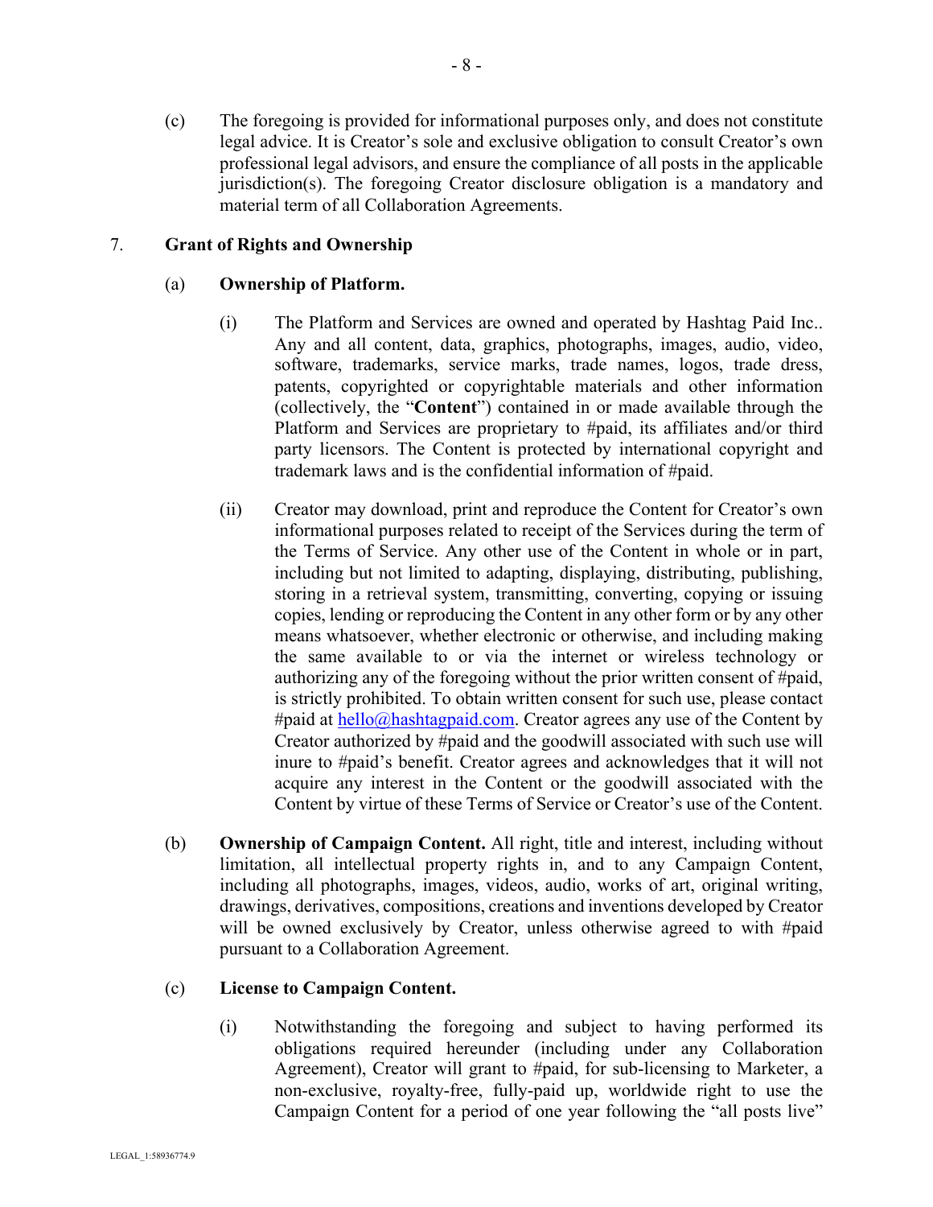(c) The foregoing is provided for informational purposes only, and does not constitute legal advice. It is Creator's sole and exclusive obligation to consult Creator's own professional legal advisors, and ensure the compliance of all posts in the applicable jurisdiction(s). The foregoing Creator disclosure obligation is a mandatory and material term of all Collaboration Agreements.

## 7. Grant of Rights and Ownership

### (a) Ownership of Platform.

(i) The Platform and Services are owned and operated by Hashtag Paid Inc.. Any and all content, data, graphics, photographs, images, audio, video, software, trademarks, service marks, trade names, logos, trade dress, patents, copyrighted or copyrightable materials and other information (collectively, the "**Content**") contained in or made available through the Platform and Services are proprietary to #paid, its affiliates and/or third party licensors. The Content is protected by international copyright and trademark laws and is the confidential information of #paid.

(ii) Creator may download, print and reproduce the Content for Creator's own informational purposes related to receipt of the Services during the term of the Terms of Service. Any other use of the Content in whole or in part, including but not limited to adapting, displaying, distributing, publishing, storing in a retrieval system, transmitting, converting, copying or issuing copies, lending or reproducing the Content in any other form or by any other means whatsoever, whether electronic or otherwise, and including making the same available to or via the internet or wireless technology or authorizing any of the foregoing without the prior written consent of #paid, is strictly prohibited. To obtain written consent for such use, please contact #paid at hello@hashtagpaid.com. Creator agrees any use of the Content by Creator authorized by #paid and the goodwill associated with such use will inure to #paid's benefit. Creator agrees and acknowledges that it will not acquire any interest in the Content or the goodwill associated with the Content by virtue of these Terms of Service or Creator's use of the Content.

(b) **Ownership of Campaign Content.** All right, title and interest, including without limitation, all intellectual property rights in, and to any Campaign Content, including all photographs, images, videos, audio, works of art, original writing, drawings, derivatives, compositions, creations and inventions developed by Creator will be owned exclusively by Creator, unless otherwise agreed to with #paid pursuant to a Collaboration Agreement.

### (c) License to Campaign Content.

(i) Notwithstanding the foregoing and subject to having performed its obligations required hereunder (including under any Collaboration Agreement), Creator will grant to #paid, for sub-licensing to Marketer, a non-exclusive, royalty-free, fully-paid up, worldwide right to use the Campaign Content for a period of one year following the "all posts live"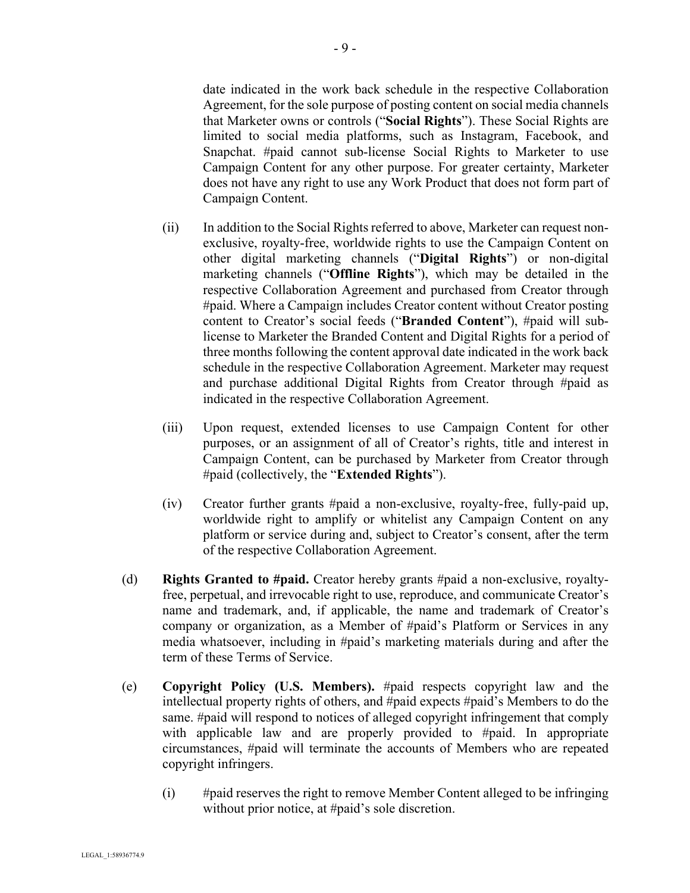date indicated in the work back schedule in the respective Collaboration Agreement, for the sole purpose of posting content on social media channels that Marketer owns or controls ("**Social Rights**"). These Social Rights are limited to social media platforms, such as Instagram, Facebook, and Snapchat. #paid cannot sub-license Social Rights to Marketer to use Campaign Content for any other purpose. For greater certainty, Marketer does not have any right to use any Work Product that does not form part of Campaign Content.

(ii) In addition to the Social Rights referred to above, Marketer can request non-exclusive, royalty-free, worldwide rights to use the Campaign Content on other digital marketing channels ("**Digital Rights**") or non-digital marketing channels ("**Offline Rights**"), which may be detailed in the respective Collaboration Agreement and purchased from Creator through #paid. Where a Campaign includes Creator content without Creator posting content to Creator's social feeds ("**Branded Content**"), #paid will sub-license to Marketer the Branded Content and Digital Rights for a period of three months following the content approval date indicated in the work back schedule in the respective Collaboration Agreement. Marketer may request and purchase additional Digital Rights from Creator through #paid as indicated in the respective Collaboration Agreement.

(iii) Upon request, extended licenses to use Campaign Content for other purposes, or an assignment of all of Creator's rights, title and interest in Campaign Content, can be purchased by Marketer from Creator through #paid (collectively, the "**Extended Rights**").

(iv) Creator further grants #paid a non-exclusive, royalty-free, fully-paid up, worldwide right to amplify or whitelist any Campaign Content on any platform or service during and, subject to Creator's consent, after the term of the respective Collaboration Agreement.

(d) **Rights Granted to #paid.** Creator hereby grants #paid a non-exclusive, royalty-free, perpetual, and irrevocable right to use, reproduce, and communicate Creator's name and trademark, and, if applicable, the name and trademark of Creator's company or organization, as a Member of #paid's Platform or Services in any media whatsoever, including in #paid's marketing materials during and after the term of these Terms of Service.

(e) **Copyright Policy (U.S. Members).** #paid respects copyright law and the intellectual property rights of others, and #paid expects #paid's Members to do the same. #paid will respond to notices of alleged copyright infringement that comply with applicable law and are properly provided to #paid. In appropriate circumstances, #paid will terminate the accounts of Members who are repeated copyright infringers.

(i) #paid reserves the right to remove Member Content alleged to be infringing without prior notice, at #paid's sole discretion.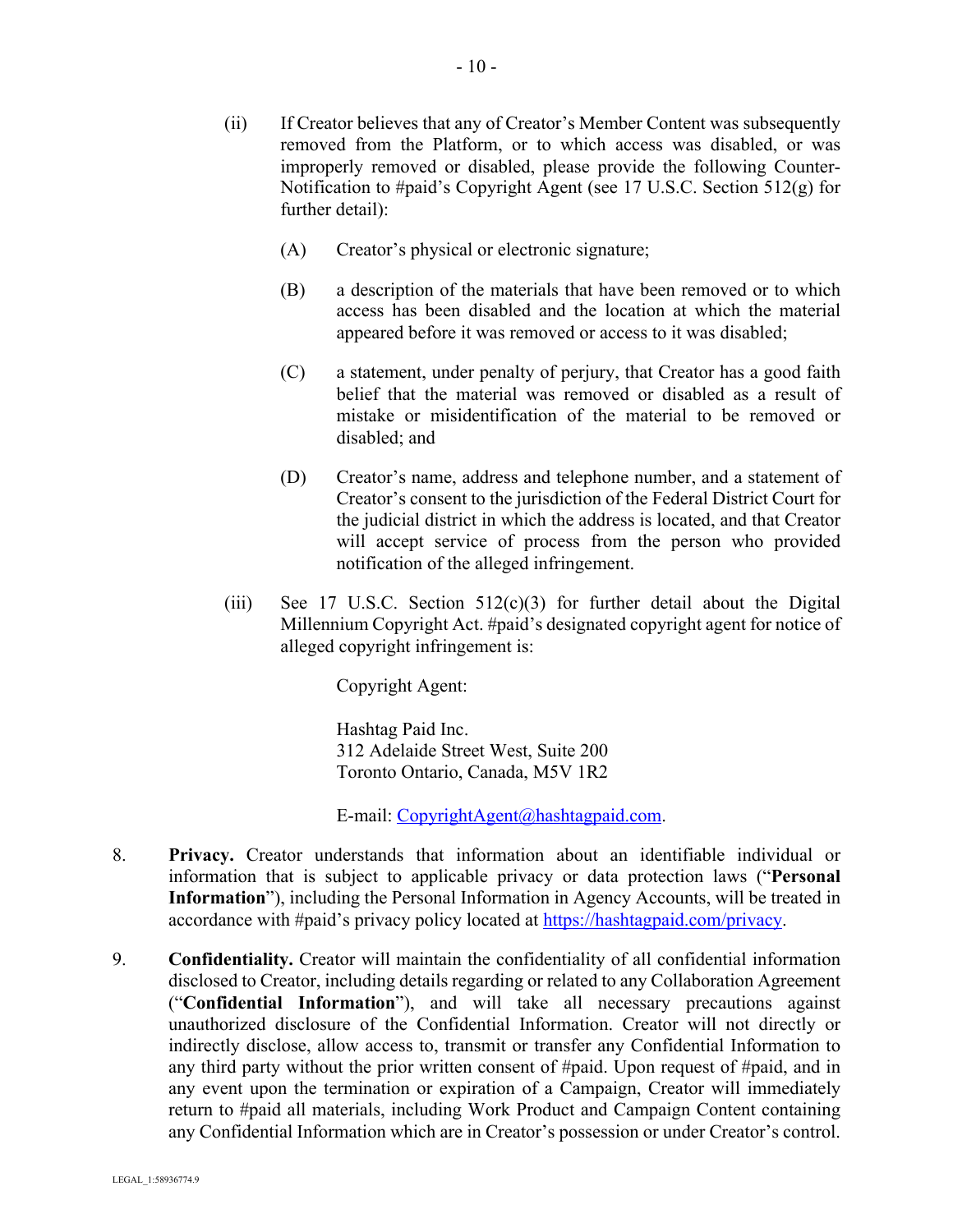(ii) If Creator believes that any of Creator's Member Content was subsequently removed from the Platform, or to which access was disabled, or was improperly removed or disabled, please provide the following Counter-Notification to #paid's Copyright Agent (see 17 U.S.C. Section 512(g) for further detail):

(A) Creator's physical or electronic signature;

(B) a description of the materials that have been removed or to which access has been disabled and the location at which the material appeared before it was removed or access to it was disabled;

(C) a statement, under penalty of perjury, that Creator has a good faith belief that the material was removed or disabled as a result of mistake or misidentification of the material to be removed or disabled; and

(D) Creator's name, address and telephone number, and a statement of Creator's consent to the jurisdiction of the Federal District Court for the judicial district in which the address is located, and that Creator will accept service of process from the person who provided notification of the alleged infringement.

(iii) See 17 U.S.C. Section 512(c)(3) for further detail about the Digital Millennium Copyright Act. #paid's designated copyright agent for notice of alleged copyright infringement is:

Copyright Agent:

Hashtag Paid Inc.
312 Adelaide Street West, Suite 200
Toronto Ontario, Canada, M5V 1R2

E-mail: CopyrightAgent@hashtagpaid.com.

8. **Privacy.** Creator understands that information about an identifiable individual or information that is subject to applicable privacy or data protection laws ("**Personal Information**"), including the Personal Information in Agency Accounts, will be treated in accordance with #paid's privacy policy located at https://hashtagpaid.com/privacy.

9. **Confidentiality.** Creator will maintain the confidentiality of all confidential information disclosed to Creator, including details regarding or related to any Collaboration Agreement ("**Confidential Information**"), and will take all necessary precautions against unauthorized disclosure of the Confidential Information. Creator will not directly or indirectly disclose, allow access to, transmit or transfer any Confidential Information to any third party without the prior written consent of #paid. Upon request of #paid, and in any event upon the termination or expiration of a Campaign, Creator will immediately return to #paid all materials, including Work Product and Campaign Content containing any Confidential Information which are in Creator's possession or under Creator's control.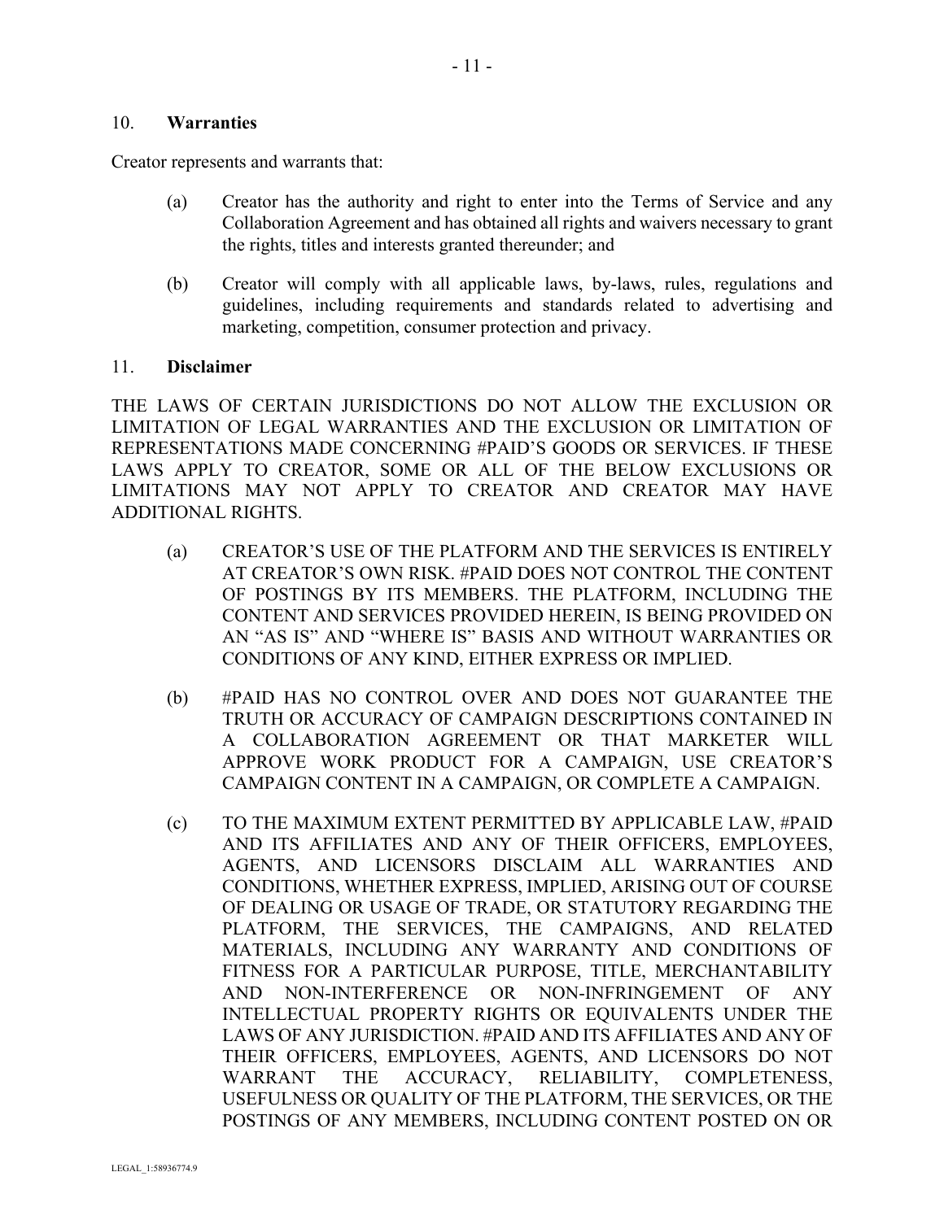## 10. **Warranties**

Creator represents and warrants that:

(a) Creator has the authority and right to enter into the Terms of Service and any Collaboration Agreement and has obtained all rights and waivers necessary to grant the rights, titles and interests granted thereunder; and

(b) Creator will comply with all applicable laws, by-laws, rules, regulations and guidelines, including requirements and standards related to advertising and marketing, competition, consumer protection and privacy.

## 11. **Disclaimer**

THE LAWS OF CERTAIN JURISDICTIONS DO NOT ALLOW THE EXCLUSION OR LIMITATION OF LEGAL WARRANTIES AND THE EXCLUSION OR LIMITATION OF REPRESENTATIONS MADE CONCERNING #PAID'S GOODS OR SERVICES. IF THESE LAWS APPLY TO CREATOR, SOME OR ALL OF THE BELOW EXCLUSIONS OR LIMITATIONS MAY NOT APPLY TO CREATOR AND CREATOR MAY HAVE ADDITIONAL RIGHTS.

(a) CREATOR'S USE OF THE PLATFORM AND THE SERVICES IS ENTIRELY AT CREATOR'S OWN RISK. #PAID DOES NOT CONTROL THE CONTENT OF POSTINGS BY ITS MEMBERS. THE PLATFORM, INCLUDING THE CONTENT AND SERVICES PROVIDED HEREIN, IS BEING PROVIDED ON AN "AS IS" AND "WHERE IS" BASIS AND WITHOUT WARRANTIES OR CONDITIONS OF ANY KIND, EITHER EXPRESS OR IMPLIED.

(b) #PAID HAS NO CONTROL OVER AND DOES NOT GUARANTEE THE TRUTH OR ACCURACY OF CAMPAIGN DESCRIPTIONS CONTAINED IN A COLLABORATION AGREEMENT OR THAT MARKETER WILL APPROVE WORK PRODUCT FOR A CAMPAIGN, USE CREATOR'S CAMPAIGN CONTENT IN A CAMPAIGN, OR COMPLETE A CAMPAIGN.

(c) TO THE MAXIMUM EXTENT PERMITTED BY APPLICABLE LAW, #PAID AND ITS AFFILIATES AND ANY OF THEIR OFFICERS, EMPLOYEES, AGENTS, AND LICENSORS DISCLAIM ALL WARRANTIES AND CONDITIONS, WHETHER EXPRESS, IMPLIED, ARISING OUT OF COURSE OF DEALING OR USAGE OF TRADE, OR STATUTORY REGARDING THE PLATFORM, THE SERVICES, THE CAMPAIGNS, AND RELATED MATERIALS, INCLUDING ANY WARRANTY AND CONDITIONS OF FITNESS FOR A PARTICULAR PURPOSE, TITLE, MERCHANTABILITY AND NON-INTERFERENCE OR NON-INFRINGEMENT OF ANY INTELLECTUAL PROPERTY RIGHTS OR EQUIVALENTS UNDER THE LAWS OF ANY JURISDICTION. #PAID AND ITS AFFILIATES AND ANY OF THEIR OFFICERS, EMPLOYEES, AGENTS, AND LICENSORS DO NOT WARRANT THE ACCURACY, RELIABILITY, COMPLETENESS, USEFULNESS OR QUALITY OF THE PLATFORM, THE SERVICES, OR THE POSTINGS OF ANY MEMBERS, INCLUDING CONTENT POSTED ON OR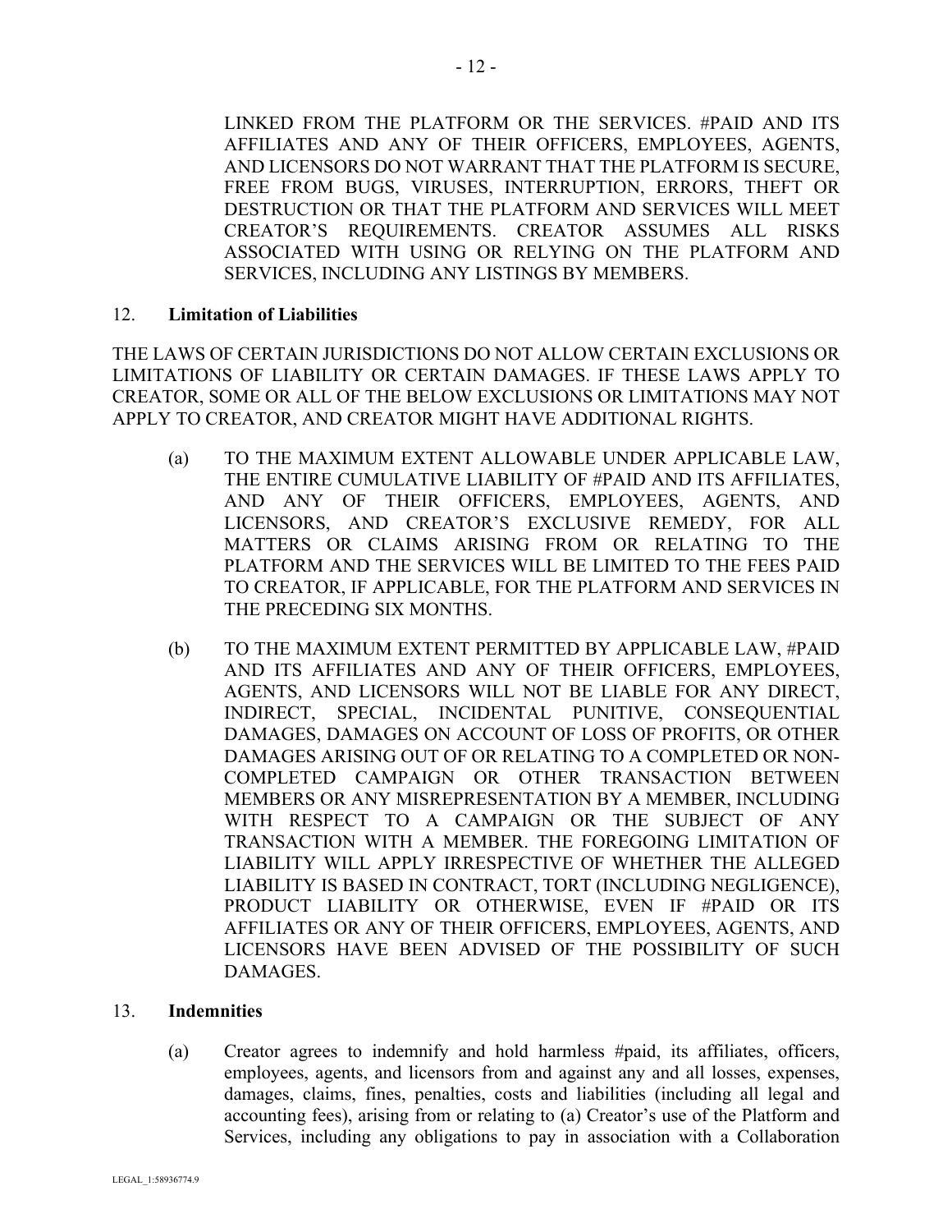LINKED FROM THE PLATFORM OR THE SERVICES. #PAID AND ITS AFFILIATES AND ANY OF THEIR OFFICERS, EMPLOYEES, AGENTS, AND LICENSORS DO NOT WARRANT THAT THE PLATFORM IS SECURE, FREE FROM BUGS, VIRUSES, INTERRUPTION, ERRORS, THEFT OR DESTRUCTION OR THAT THE PLATFORM AND SERVICES WILL MEET CREATOR'S REQUIREMENTS. CREATOR ASSUMES ALL RISKS ASSOCIATED WITH USING OR RELYING ON THE PLATFORM AND SERVICES, INCLUDING ANY LISTINGS BY MEMBERS.

12. **Limitation of Liabilities**

THE LAWS OF CERTAIN JURISDICTIONS DO NOT ALLOW CERTAIN EXCLUSIONS OR LIMITATIONS OF LIABILITY OR CERTAIN DAMAGES. IF THESE LAWS APPLY TO CREATOR, SOME OR ALL OF THE BELOW EXCLUSIONS OR LIMITATIONS MAY NOT APPLY TO CREATOR, AND CREATOR MIGHT HAVE ADDITIONAL RIGHTS.

(a) TO THE MAXIMUM EXTENT ALLOWABLE UNDER APPLICABLE LAW, THE ENTIRE CUMULATIVE LIABILITY OF #PAID AND ITS AFFILIATES, AND ANY OF THEIR OFFICERS, EMPLOYEES, AGENTS, AND LICENSORS, AND CREATOR'S EXCLUSIVE REMEDY, FOR ALL MATTERS OR CLAIMS ARISING FROM OR RELATING TO THE PLATFORM AND THE SERVICES WILL BE LIMITED TO THE FEES PAID TO CREATOR, IF APPLICABLE, FOR THE PLATFORM AND SERVICES IN THE PRECEDING SIX MONTHS.

(b) TO THE MAXIMUM EXTENT PERMITTED BY APPLICABLE LAW, #PAID AND ITS AFFILIATES AND ANY OF THEIR OFFICERS, EMPLOYEES, AGENTS, AND LICENSORS WILL NOT BE LIABLE FOR ANY DIRECT, INDIRECT, SPECIAL, INCIDENTAL PUNITIVE, CONSEQUENTIAL DAMAGES, DAMAGES ON ACCOUNT OF LOSS OF PROFITS, OR OTHER DAMAGES ARISING OUT OF OR RELATING TO A COMPLETED OR NON-COMPLETED CAMPAIGN OR OTHER TRANSACTION BETWEEN MEMBERS OR ANY MISREPRESENTATION BY A MEMBER, INCLUDING WITH RESPECT TO A CAMPAIGN OR THE SUBJECT OF ANY TRANSACTION WITH A MEMBER. THE FOREGOING LIMITATION OF LIABILITY WILL APPLY IRRESPECTIVE OF WHETHER THE ALLEGED LIABILITY IS BASED IN CONTRACT, TORT (INCLUDING NEGLIGENCE), PRODUCT LIABILITY OR OTHERWISE, EVEN IF #PAID OR ITS AFFILIATES OR ANY OF THEIR OFFICERS, EMPLOYEES, AGENTS, AND LICENSORS HAVE BEEN ADVISED OF THE POSSIBILITY OF SUCH DAMAGES.

13. **Indemnities**

(a) Creator agrees to indemnify and hold harmless #paid, its affiliates, officers, employees, agents, and licensors from and against any and all losses, expenses, damages, claims, fines, penalties, costs and liabilities (including all legal and accounting fees), arising from or relating to (a) Creator's use of the Platform and Services, including any obligations to pay in association with a Collaboration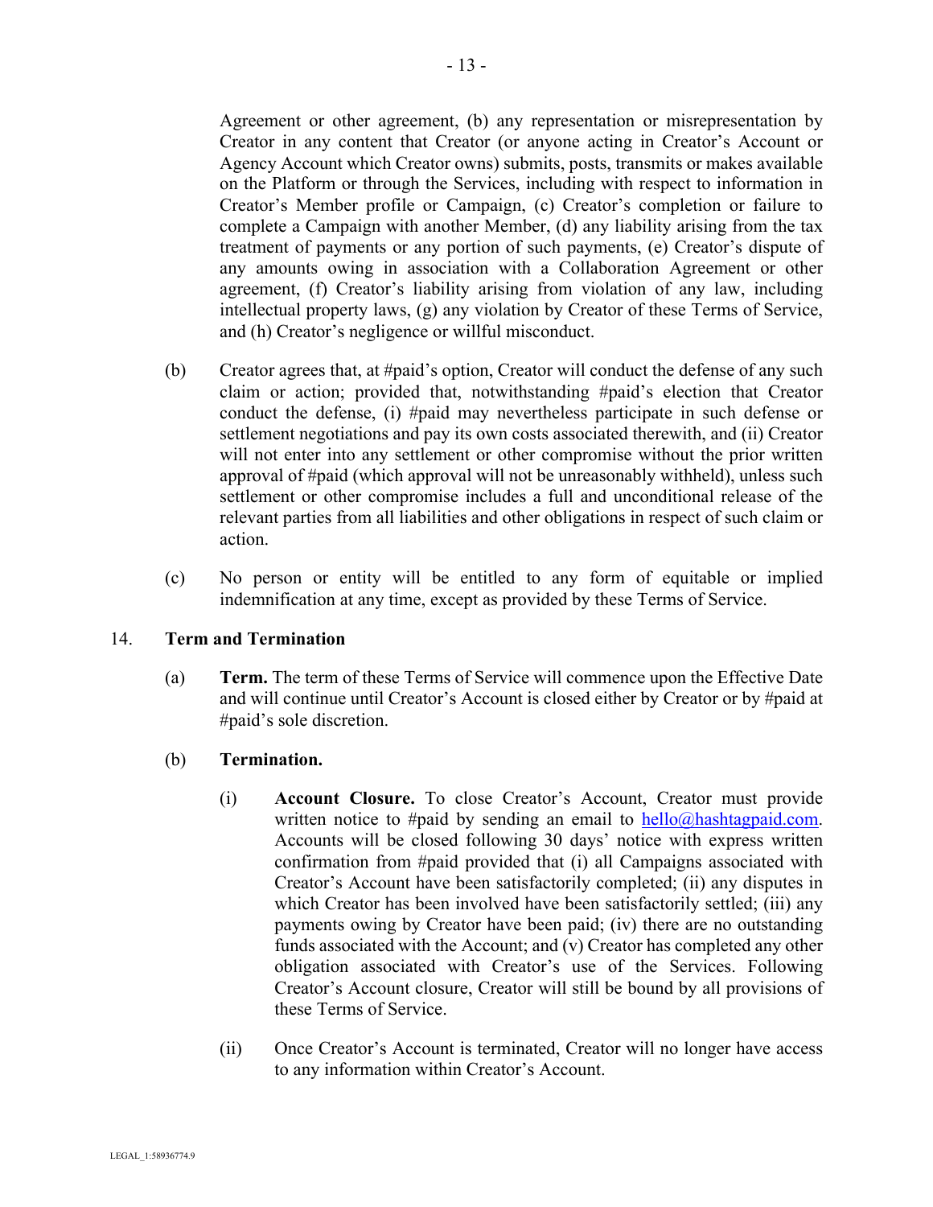Agreement or other agreement, (b) any representation or misrepresentation by Creator in any content that Creator (or anyone acting in Creator's Account or Agency Account which Creator owns) submits, posts, transmits or makes available on the Platform or through the Services, including with respect to information in Creator's Member profile or Campaign, (c) Creator's completion or failure to complete a Campaign with another Member, (d) any liability arising from the tax treatment of payments or any portion of such payments, (e) Creator's dispute of any amounts owing in association with a Collaboration Agreement or other agreement, (f) Creator's liability arising from violation of any law, including intellectual property laws, (g) any violation by Creator of these Terms of Service, and (h) Creator's negligence or willful misconduct.

(b) Creator agrees that, at #paid's option, Creator will conduct the defense of any such claim or action; provided that, notwithstanding #paid's election that Creator conduct the defense, (i) #paid may nevertheless participate in such defense or settlement negotiations and pay its own costs associated therewith, and (ii) Creator will not enter into any settlement or other compromise without the prior written approval of #paid (which approval will not be unreasonably withheld), unless such settlement or other compromise includes a full and unconditional release of the relevant parties from all liabilities and other obligations in respect of such claim or action.

(c) No person or entity will be entitled to any form of equitable or implied indemnification at any time, except as provided by these Terms of Service.

## 14. Term and Termination

(a) **Term.** The term of these Terms of Service will commence upon the Effective Date and will continue until Creator's Account is closed either by Creator or by #paid at #paid's sole discretion.

(b) **Termination.**

(i) **Account Closure.** To close Creator's Account, Creator must provide written notice to #paid by sending an email to hello@hashtagpaid.com. Accounts will be closed following 30 days' notice with express written confirmation from #paid provided that (i) all Campaigns associated with Creator's Account have been satisfactorily completed; (ii) any disputes in which Creator has been involved have been satisfactorily settled; (iii) any payments owing by Creator have been paid; (iv) there are no outstanding funds associated with the Account; and (v) Creator has completed any other obligation associated with Creator's use of the Services. Following Creator's Account closure, Creator will still be bound by all provisions of these Terms of Service.

(ii) Once Creator's Account is terminated, Creator will no longer have access to any information within Creator's Account.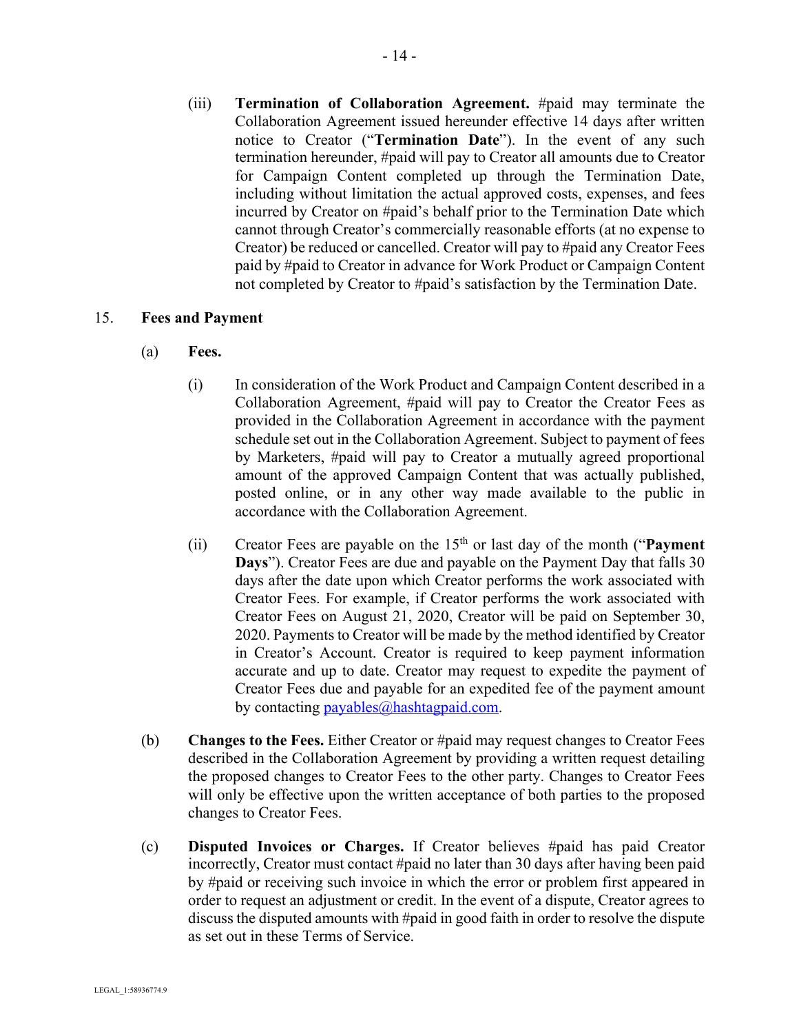(iii) **Termination of Collaboration Agreement.** #paid may terminate the Collaboration Agreement issued hereunder effective 14 days after written notice to Creator ("**Termination Date**"). In the event of any such termination hereunder, #paid will pay to Creator all amounts due to Creator for Campaign Content completed up through the Termination Date, including without limitation the actual approved costs, expenses, and fees incurred by Creator on #paid's behalf prior to the Termination Date which cannot through Creator's commercially reasonable efforts (at no expense to Creator) be reduced or cancelled. Creator will pay to #paid any Creator Fees paid by #paid to Creator in advance for Work Product or Campaign Content not completed by Creator to #paid's satisfaction by the Termination Date.

15. **Fees and Payment**

(a) **Fees.**

(i) In consideration of the Work Product and Campaign Content described in a Collaboration Agreement, #paid will pay to Creator the Creator Fees as provided in the Collaboration Agreement in accordance with the payment schedule set out in the Collaboration Agreement. Subject to payment of fees by Marketers, #paid will pay to Creator a mutually agreed proportional amount of the approved Campaign Content that was actually published, posted online, or in any other way made available to the public in accordance with the Collaboration Agreement.

(ii) Creator Fees are payable on the 15th or last day of the month ("**Payment Days**"). Creator Fees are due and payable on the Payment Day that falls 30 days after the date upon which Creator performs the work associated with Creator Fees. For example, if Creator performs the work associated with Creator Fees on August 21, 2020, Creator will be paid on September 30, 2020. Payments to Creator will be made by the method identified by Creator in Creator's Account. Creator is required to keep payment information accurate and up to date. Creator may request to expedite the payment of Creator Fees due and payable for an expedited fee of the payment amount by contacting payables@hashtagpaid.com.

(b) **Changes to the Fees.** Either Creator or #paid may request changes to Creator Fees described in the Collaboration Agreement by providing a written request detailing the proposed changes to Creator Fees to the other party. Changes to Creator Fees will only be effective upon the written acceptance of both parties to the proposed changes to Creator Fees.

(c) **Disputed Invoices or Charges.** If Creator believes #paid has paid Creator incorrectly, Creator must contact #paid no later than 30 days after having been paid by #paid or receiving such invoice in which the error or problem first appeared in order to request an adjustment or credit. In the event of a dispute, Creator agrees to discuss the disputed amounts with #paid in good faith in order to resolve the dispute as set out in these Terms of Service.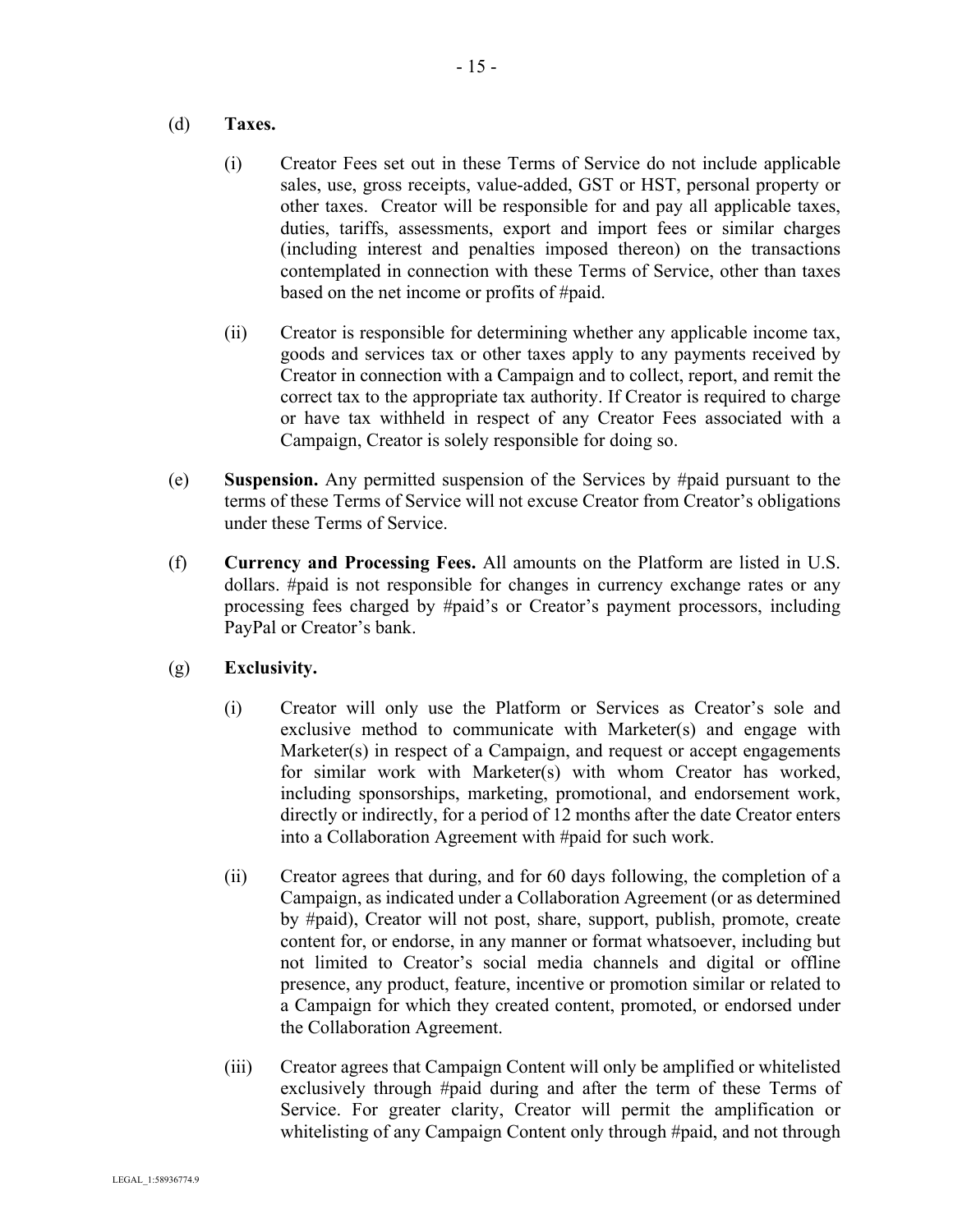(d) **Taxes.**

(i) Creator Fees set out in these Terms of Service do not include applicable sales, use, gross receipts, value-added, GST or HST, personal property or other taxes. Creator will be responsible for and pay all applicable taxes, duties, tariffs, assessments, export and import fees or similar charges (including interest and penalties imposed thereon) on the transactions contemplated in connection with these Terms of Service, other than taxes based on the net income or profits of #paid.

(ii) Creator is responsible for determining whether any applicable income tax, goods and services tax or other taxes apply to any payments received by Creator in connection with a Campaign and to collect, report, and remit the correct tax to the appropriate tax authority. If Creator is required to charge or have tax withheld in respect of any Creator Fees associated with a Campaign, Creator is solely responsible for doing so.

(e) **Suspension.** Any permitted suspension of the Services by #paid pursuant to the terms of these Terms of Service will not excuse Creator from Creator's obligations under these Terms of Service.

(f) **Currency and Processing Fees.** All amounts on the Platform are listed in U.S. dollars. #paid is not responsible for changes in currency exchange rates or any processing fees charged by #paid's or Creator's payment processors, including PayPal or Creator's bank.

(g) **Exclusivity.**

(i) Creator will only use the Platform or Services as Creator's sole and exclusive method to communicate with Marketer(s) and engage with Marketer(s) in respect of a Campaign, and request or accept engagements for similar work with Marketer(s) with whom Creator has worked, including sponsorships, marketing, promotional, and endorsement work, directly or indirectly, for a period of 12 months after the date Creator enters into a Collaboration Agreement with #paid for such work.

(ii) Creator agrees that during, and for 60 days following, the completion of a Campaign, as indicated under a Collaboration Agreement (or as determined by #paid), Creator will not post, share, support, publish, promote, create content for, or endorse, in any manner or format whatsoever, including but not limited to Creator's social media channels and digital or offline presence, any product, feature, incentive or promotion similar or related to a Campaign for which they created content, promoted, or endorsed under the Collaboration Agreement.

(iii) Creator agrees that Campaign Content will only be amplified or whitelisted exclusively through #paid during and after the term of these Terms of Service. For greater clarity, Creator will permit the amplification or whitelisting of any Campaign Content only through #paid, and not through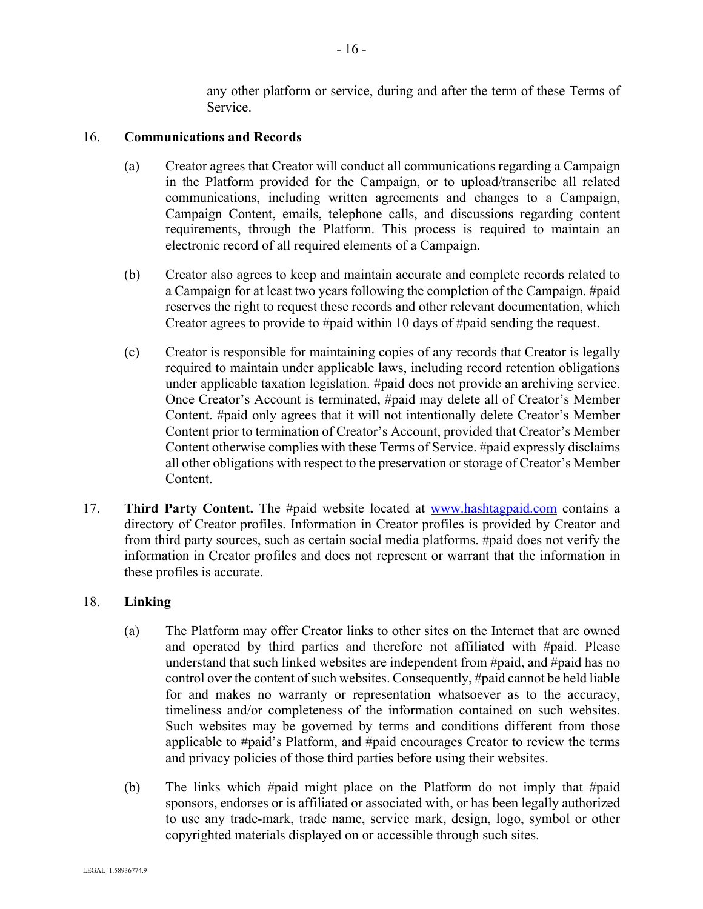any other platform or service, during and after the term of these Terms of Service.

16. **Communications and Records**

(a) Creator agrees that Creator will conduct all communications regarding a Campaign in the Platform provided for the Campaign, or to upload/transcribe all related communications, including written agreements and changes to a Campaign, Campaign Content, emails, telephone calls, and discussions regarding content requirements, through the Platform. This process is required to maintain an electronic record of all required elements of a Campaign.

(b) Creator also agrees to keep and maintain accurate and complete records related to a Campaign for at least two years following the completion of the Campaign. #paid reserves the right to request these records and other relevant documentation, which Creator agrees to provide to #paid within 10 days of #paid sending the request.

(c) Creator is responsible for maintaining copies of any records that Creator is legally required to maintain under applicable laws, including record retention obligations under applicable taxation legislation. #paid does not provide an archiving service. Once Creator's Account is terminated, #paid may delete all of Creator's Member Content. #paid only agrees that it will not intentionally delete Creator's Member Content prior to termination of Creator's Account, provided that Creator's Member Content otherwise complies with these Terms of Service. #paid expressly disclaims all other obligations with respect to the preservation or storage of Creator's Member Content.

17. **Third Party Content.** The #paid website located at [www.hashtagpaid.com](http://www.hashtagpaid.com) contains a directory of Creator profiles. Information in Creator profiles is provided by Creator and from third party sources, such as certain social media platforms. #paid does not verify the information in Creator profiles and does not represent or warrant that the information in these profiles is accurate.

18. **Linking**

(a) The Platform may offer Creator links to other sites on the Internet that are owned and operated by third parties and therefore not affiliated with #paid. Please understand that such linked websites are independent from #paid, and #paid has no control over the content of such websites. Consequently, #paid cannot be held liable for and makes no warranty or representation whatsoever as to the accuracy, timeliness and/or completeness of the information contained on such websites. Such websites may be governed by terms and conditions different from those applicable to #paid's Platform, and #paid encourages Creator to review the terms and privacy policies of those third parties before using their websites.

(b) The links which #paid might place on the Platform do not imply that #paid sponsors, endorses or is affiliated or associated with, or has been legally authorized to use any trade-mark, trade name, service mark, design, logo, symbol or other copyrighted materials displayed on or accessible through such sites.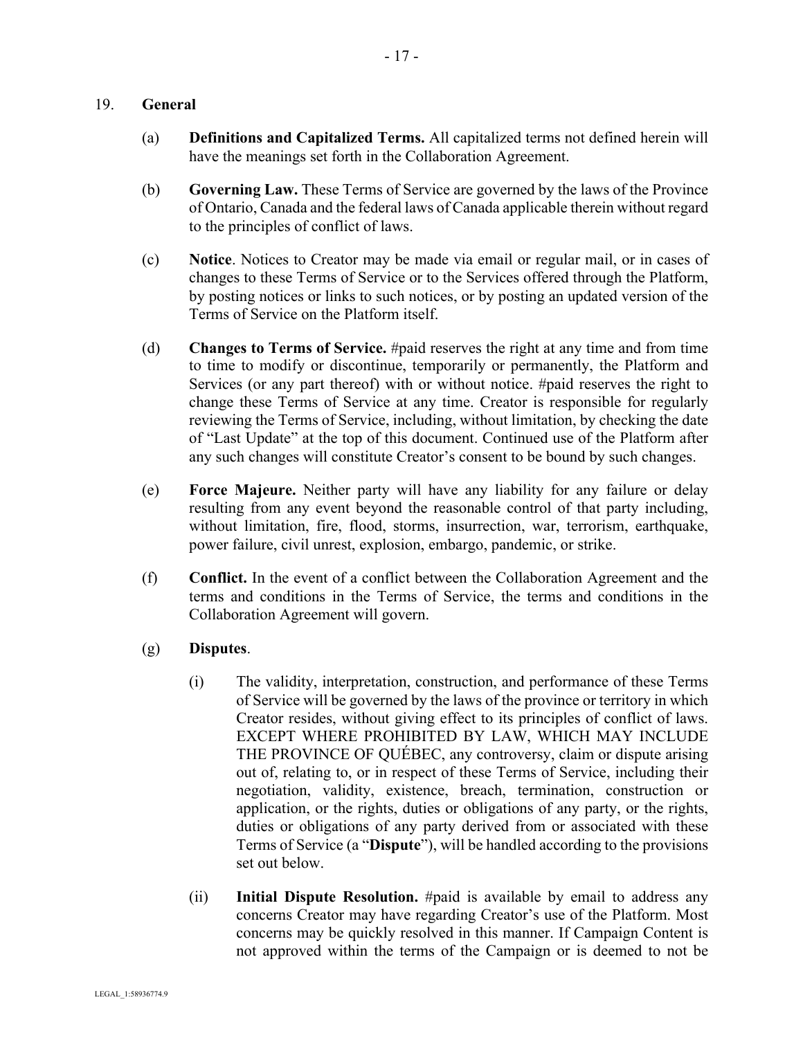## 19. **General**

(a) **Definitions and Capitalized Terms.** All capitalized terms not defined herein will have the meanings set forth in the Collaboration Agreement.

(b) **Governing Law.** These Terms of Service are governed by the laws of the Province of Ontario, Canada and the federal laws of Canada applicable therein without regard to the principles of conflict of laws.

(c) **Notice**. Notices to Creator may be made via email or regular mail, or in cases of changes to these Terms of Service or to the Services offered through the Platform, by posting notices or links to such notices, or by posting an updated version of the Terms of Service on the Platform itself.

(d) **Changes to Terms of Service.** #paid reserves the right at any time and from time to time to modify or discontinue, temporarily or permanently, the Platform and Services (or any part thereof) with or without notice. #paid reserves the right to change these Terms of Service at any time. Creator is responsible for regularly reviewing the Terms of Service, including, without limitation, by checking the date of "Last Update" at the top of this document. Continued use of the Platform after any such changes will constitute Creator's consent to be bound by such changes.

(e) **Force Majeure.** Neither party will have any liability for any failure or delay resulting from any event beyond the reasonable control of that party including, without limitation, fire, flood, storms, insurrection, war, terrorism, earthquake, power failure, civil unrest, explosion, embargo, pandemic, or strike.

(f) **Conflict.** In the event of a conflict between the Collaboration Agreement and the terms and conditions in the Terms of Service, the terms and conditions in the Collaboration Agreement will govern.

(g) **Disputes**.

(i) The validity, interpretation, construction, and performance of these Terms of Service will be governed by the laws of the province or territory in which Creator resides, without giving effect to its principles of conflict of laws. EXCEPT WHERE PROHIBITED BY LAW, WHICH MAY INCLUDE THE PROVINCE OF QUÉBEC, any controversy, claim or dispute arising out of, relating to, or in respect of these Terms of Service, including their negotiation, validity, existence, breach, termination, construction or application, or the rights, duties or obligations of any party, or the rights, duties or obligations of any party derived from or associated with these Terms of Service (a "**Dispute**"), will be handled according to the provisions set out below.

(ii) **Initial Dispute Resolution.** #paid is available by email to address any concerns Creator may have regarding Creator's use of the Platform. Most concerns may be quickly resolved in this manner. If Campaign Content is not approved within the terms of the Campaign or is deemed to not be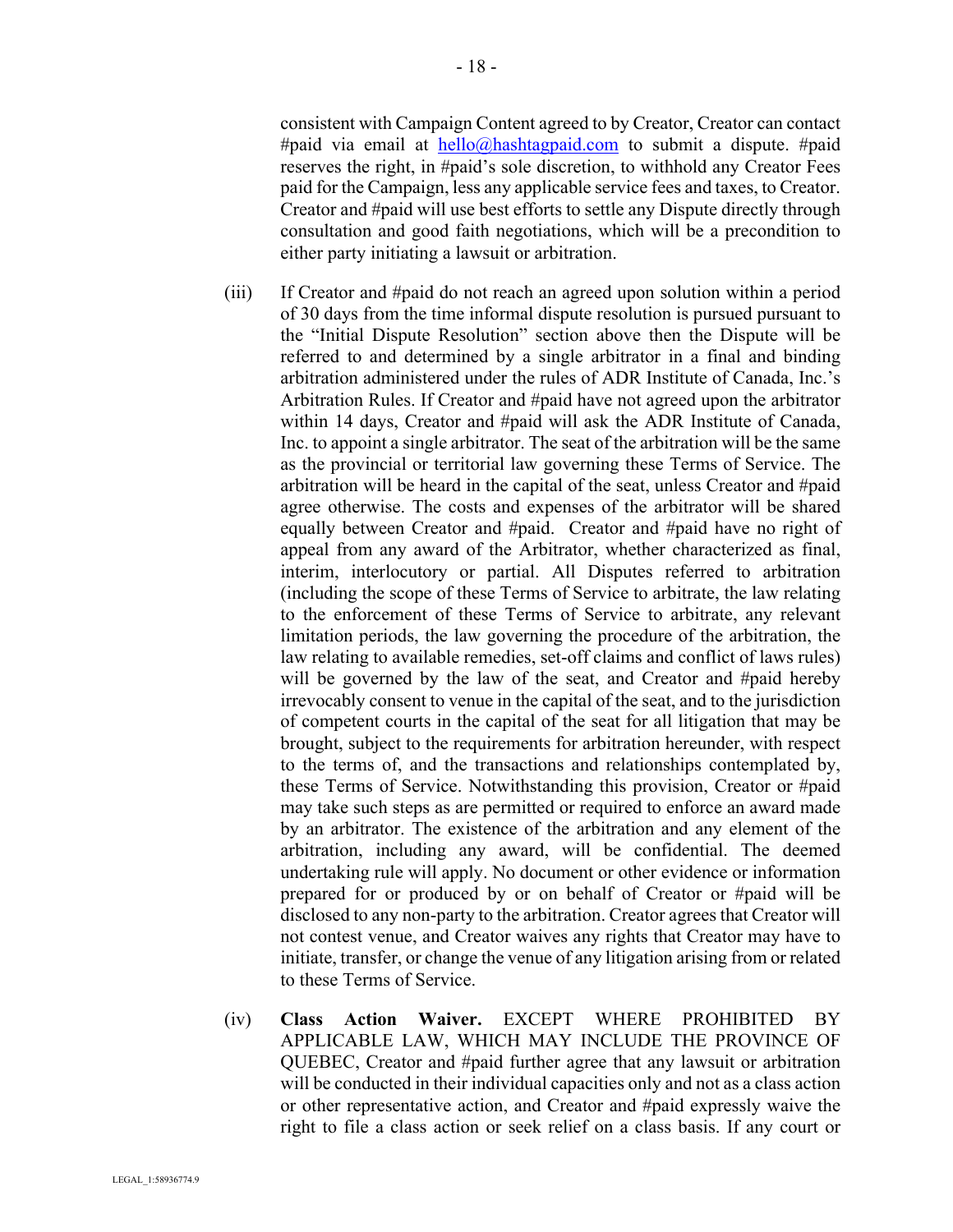consistent with Campaign Content agreed to by Creator, Creator can contact #paid via email at hello@hashtagpaid.com to submit a dispute. #paid reserves the right, in #paid's sole discretion, to withhold any Creator Fees paid for the Campaign, less any applicable service fees and taxes, to Creator. Creator and #paid will use best efforts to settle any Dispute directly through consultation and good faith negotiations, which will be a precondition to either party initiating a lawsuit or arbitration.

(iii) If Creator and #paid do not reach an agreed upon solution within a period of 30 days from the time informal dispute resolution is pursued pursuant to the "Initial Dispute Resolution" section above then the Dispute will be referred to and determined by a single arbitrator in a final and binding arbitration administered under the rules of ADR Institute of Canada, Inc.'s Arbitration Rules. If Creator and #paid have not agreed upon the arbitrator within 14 days, Creator and #paid will ask the ADR Institute of Canada, Inc. to appoint a single arbitrator. The seat of the arbitration will be the same as the provincial or territorial law governing these Terms of Service. The arbitration will be heard in the capital of the seat, unless Creator and #paid agree otherwise. The costs and expenses of the arbitrator will be shared equally between Creator and #paid. Creator and #paid have no right of appeal from any award of the Arbitrator, whether characterized as final, interim, interlocutory or partial. All Disputes referred to arbitration (including the scope of these Terms of Service to arbitrate, the law relating to the enforcement of these Terms of Service to arbitrate, any relevant limitation periods, the law governing the procedure of the arbitration, the law relating to available remedies, set-off claims and conflict of laws rules) will be governed by the law of the seat, and Creator and #paid hereby irrevocably consent to venue in the capital of the seat, and to the jurisdiction of competent courts in the capital of the seat for all litigation that may be brought, subject to the requirements for arbitration hereunder, with respect to the terms of, and the transactions and relationships contemplated by, these Terms of Service. Notwithstanding this provision, Creator or #paid may take such steps as are permitted or required to enforce an award made by an arbitrator. The existence of the arbitration and any element of the arbitration, including any award, will be confidential. The deemed undertaking rule will apply. No document or other evidence or information prepared for or produced by or on behalf of Creator or #paid will be disclosed to any non-party to the arbitration. Creator agrees that Creator will not contest venue, and Creator waives any rights that Creator may have to initiate, transfer, or change the venue of any litigation arising from or related to these Terms of Service.

(iv) **Class Action Waiver.** EXCEPT WHERE PROHIBITED BY APPLICABLE LAW, WHICH MAY INCLUDE THE PROVINCE OF QUEBEC, Creator and #paid further agree that any lawsuit or arbitration will be conducted in their individual capacities only and not as a class action or other representative action, and Creator and #paid expressly waive the right to file a class action or seek relief on a class basis. If any court or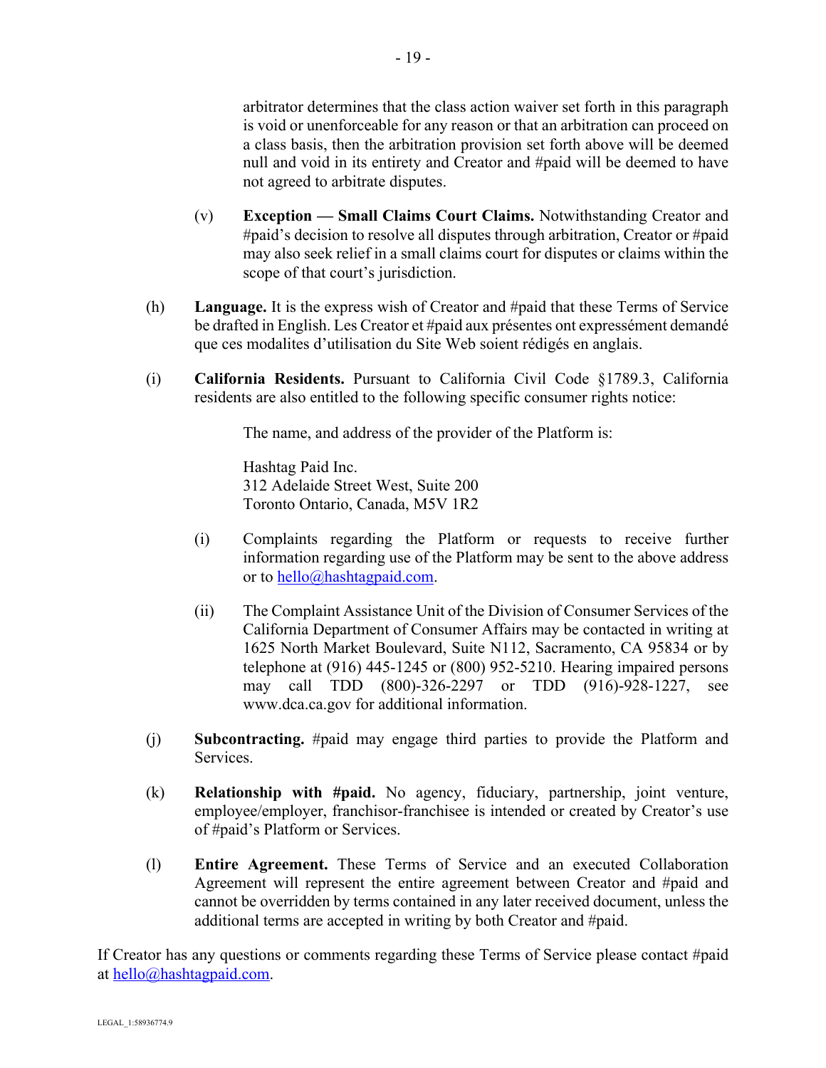arbitrator determines that the class action waiver set forth in this paragraph is void or unenforceable for any reason or that an arbitration can proceed on a class basis, then the arbitration provision set forth above will be deemed null and void in its entirety and Creator and #paid will be deemed to have not agreed to arbitrate disputes.

(v) **Exception — Small Claims Court Claims.** Notwithstanding Creator and #paid's decision to resolve all disputes through arbitration, Creator or #paid may also seek relief in a small claims court for disputes or claims within the scope of that court's jurisdiction.

(h) **Language.** It is the express wish of Creator and #paid that these Terms of Service be drafted in English. Les Creator et #paid aux présentes ont expressément demandé que ces modalites d'utilisation du Site Web soient rédigés en anglais.

(i) **California Residents.** Pursuant to California Civil Code §1789.3, California residents are also entitled to the following specific consumer rights notice:

The name, and address of the provider of the Platform is:

Hashtag Paid Inc.
312 Adelaide Street West, Suite 200
Toronto Ontario, Canada, M5V 1R2

(i) Complaints regarding the Platform or requests to receive further information regarding use of the Platform may be sent to the above address or to hello@hashtagpaid.com.

(ii) The Complaint Assistance Unit of the Division of Consumer Services of the California Department of Consumer Affairs may be contacted in writing at 1625 North Market Boulevard, Suite N112, Sacramento, CA 95834 or by telephone at (916) 445-1245 or (800) 952-5210. Hearing impaired persons may call TDD (800)-326-2297 or TDD (916)-928-1227, see www.dca.ca.gov for additional information.

(j) **Subcontracting.** #paid may engage third parties to provide the Platform and Services.

(k) **Relationship with #paid.** No agency, fiduciary, partnership, joint venture, employee/employer, franchisor-franchisee is intended or created by Creator's use of #paid's Platform or Services.

(l) **Entire Agreement.** These Terms of Service and an executed Collaboration Agreement will represent the entire agreement between Creator and #paid and cannot be overridden by terms contained in any later received document, unless the additional terms are accepted in writing by both Creator and #paid.

If Creator has any questions or comments regarding these Terms of Service please contact #paid at hello@hashtagpaid.com.

LEGAL_1:58936774.9